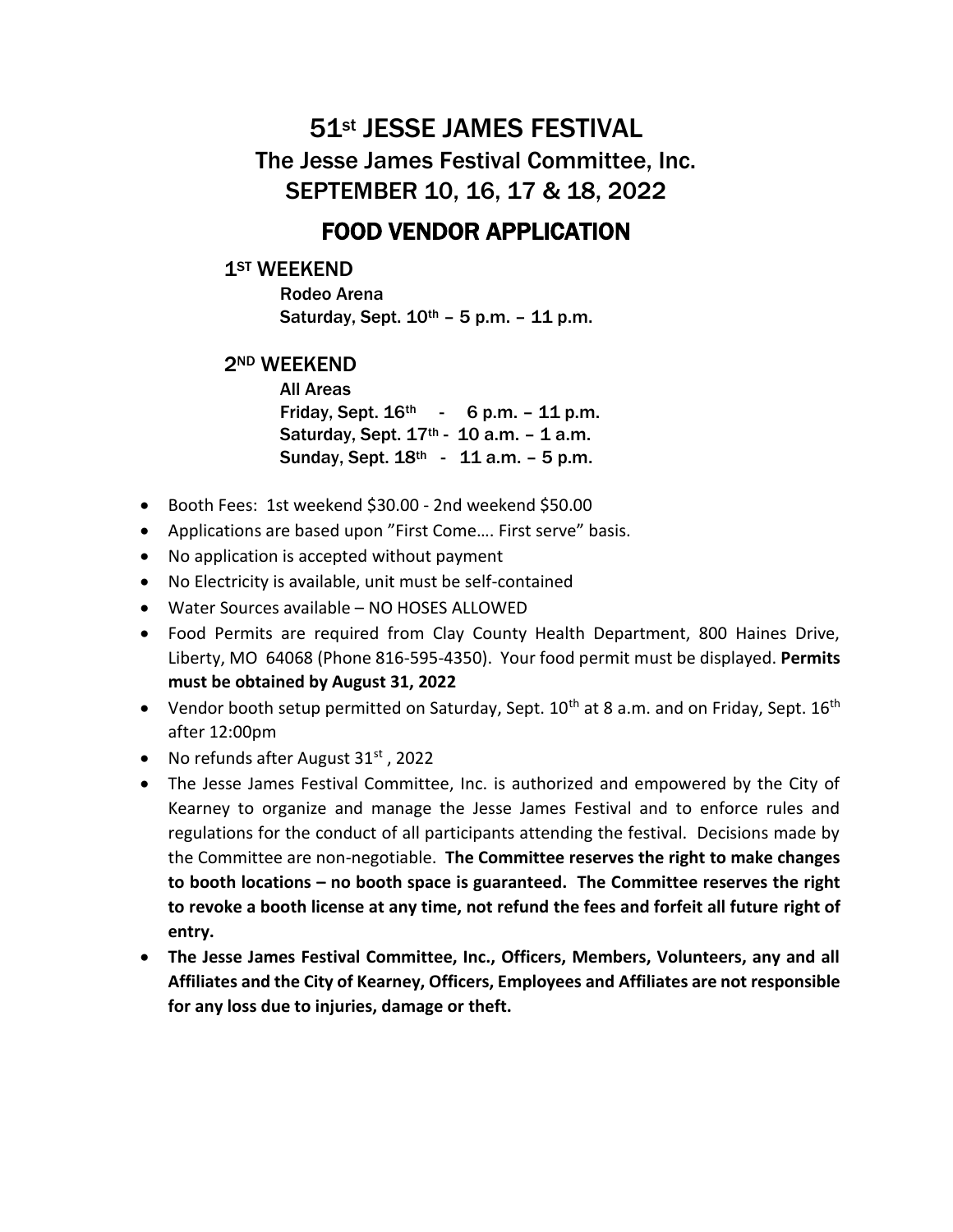# 51st JESSE JAMES FESTIVAL

## The Jesse James Festival Committee, Inc.

## SEPTEMBER 10, 16, 17 & 18, 2022

## FOOD VENDOR APPLICATION

### 1ST WEEKEND

Rodeo Arena
Saturday, Sept. 10th – 5 p.m. – 11 p.m.

### 2ND WEEKEND

All Areas
Friday, Sept. 16th - 6 p.m. – 11 p.m.
Saturday, Sept. 17th - 10 a.m. – 1 a.m.
Sunday, Sept. 18th - 11 a.m. – 5 p.m.

- Booth Fees: 1st weekend $30.00 - 2nd weekend $50.00
- Applications are based upon "First Come…. First serve" basis.
- No application is accepted without payment
- No Electricity is available, unit must be self-contained
- Water Sources available – NO HOSES ALLOWED
- Food Permits are required from Clay County Health Department, 800 Haines Drive, Liberty, MO 64068 (Phone 816-595-4350). Your food permit must be displayed. **Permits must be obtained by August 31, 2022**
- Vendor booth setup permitted on Saturday, Sept. 10th at 8 a.m. and on Friday, Sept. 16th after 12:00pm
- No refunds after August 31st, 2022
- The Jesse James Festival Committee, Inc. is authorized and empowered by the City of Kearney to organize and manage the Jesse James Festival and to enforce rules and regulations for the conduct of all participants attending the festival. Decisions made by the Committee are non-negotiable. **The Committee reserves the right to make changes to booth locations – no booth space is guaranteed. The Committee reserves the right to revoke a booth license at any time, not refund the fees and forfeit all future right of entry.**
- **The Jesse James Festival Committee, Inc., Officers, Members, Volunteers, any and all Affiliates and the City of Kearney, Officers, Employees and Affiliates are not responsible for any loss due to injuries, damage or theft.**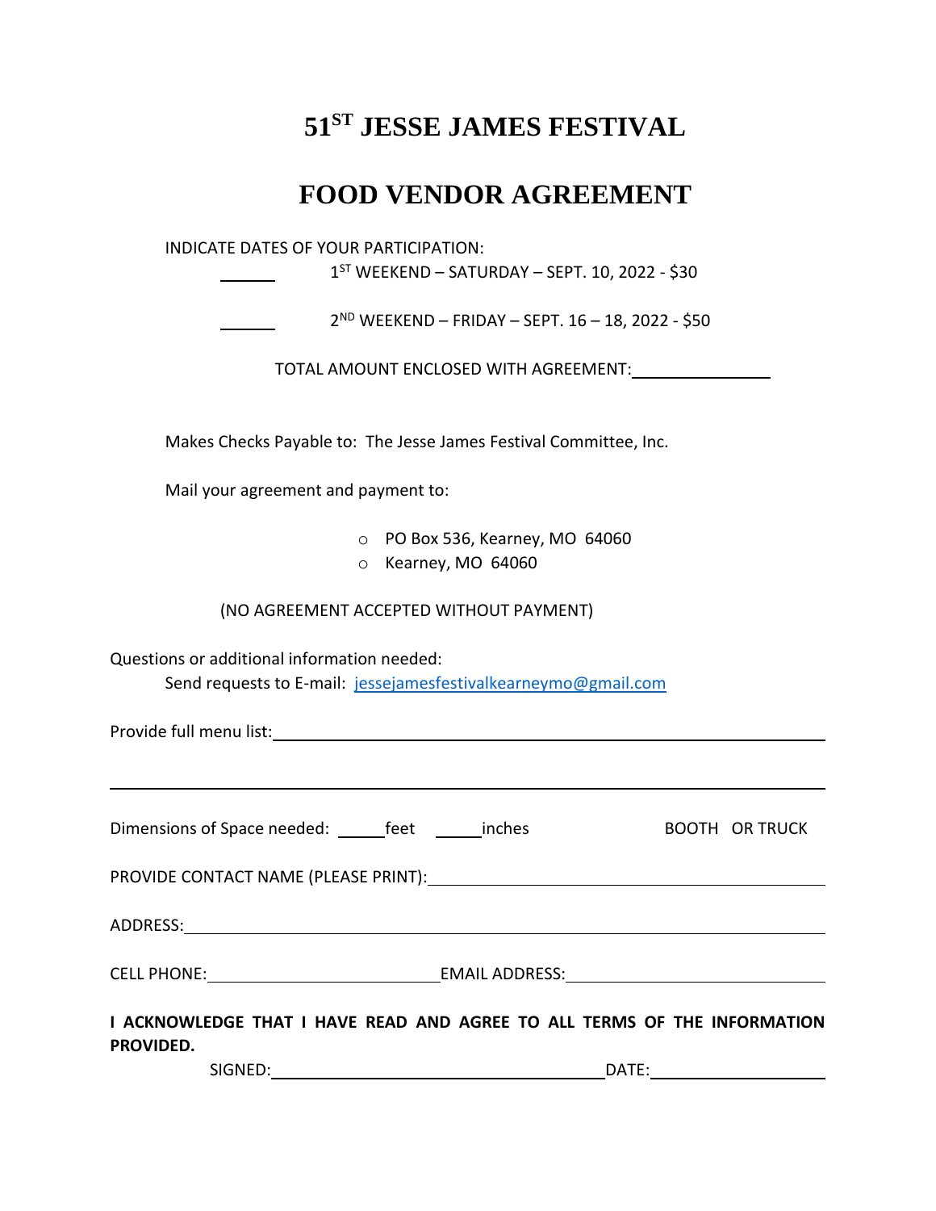# 51ST JESSE JAMES FESTIVAL

# FOOD VENDOR AGREEMENT

INDICATE DATES OF YOUR PARTICIPATION:

______ 1ST WEEKEND – SATURDAY – SEPT. 10, 2022 - $30

______ 2ND WEEKEND – FRIDAY – SEPT. 16 – 18, 2022 - $50

TOTAL AMOUNT ENCLOSED WITH AGREEMENT: ______________

Makes Checks Payable to: The Jesse James Festival Committee, Inc.

Mail your agreement and payment to:

- PO Box 536, Kearney, MO 64060
- Kearney, MO 64060

(NO AGREEMENT ACCEPTED WITHOUT PAYMENT)

Questions or additional information needed:

Send requests to E-mail: jessejamesfestivalkearneymo@gmail.com

Provide full menu list: ____________________________________________

____________________________________________

Dimensions of Space needed: _____feet _____inches BOOTH OR TRUCK

PROVIDE CONTACT NAME (PLEASE PRINT): ______________________________

ADDRESS: ____________________________________________

CELL PHONE: ______________________ EMAIL ADDRESS: ______________________

**I ACKNOWLEDGE THAT I HAVE READ AND AGREE TO ALL TERMS OF THE INFORMATION PROVIDED.**

SIGNED: ______________________________ DATE: ________________